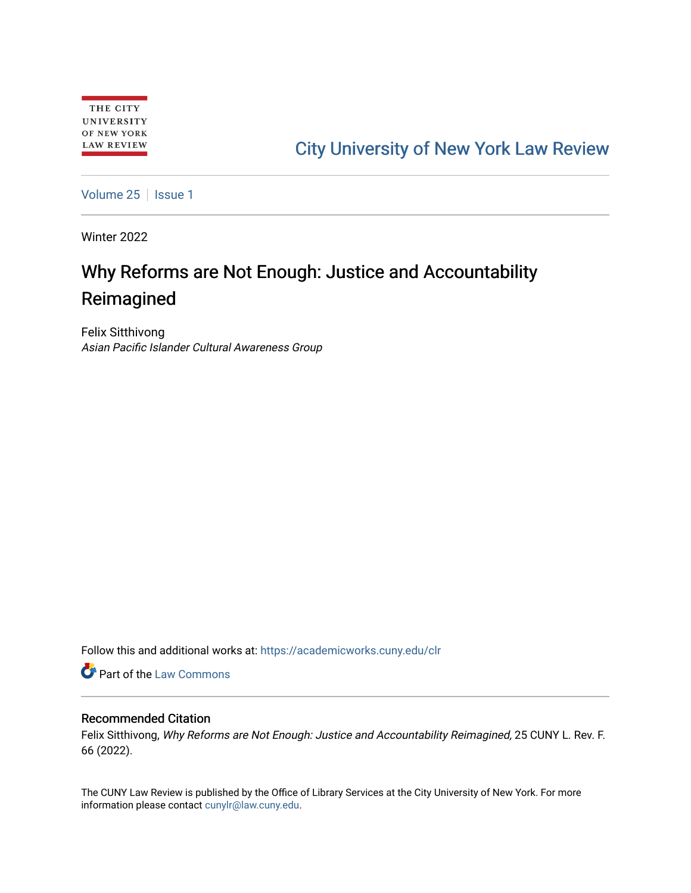THE CITY UNIVERSITY OF NEW YORK LAW REVIEW

City University of New York Law Review

Volume 25 | Issue 1

Winter 2022

# Why Reforms are Not Enough: Justice and Accountability Reimagined

Felix Sitthivong
*Asian Pacific Islander Cultural Awareness Group*

Follow this and additional works at: https://academicworks.cuny.edu/clr

Part of the Law Commons

## Recommended Citation

Felix Sitthivong, *Why Reforms are Not Enough: Justice and Accountability Reimagined,* 25 CUNY L. Rev. F. 66 (2022).

The CUNY Law Review is published by the Office of Library Services at the City University of New York. For more information please contact cunylr@law.cuny.edu.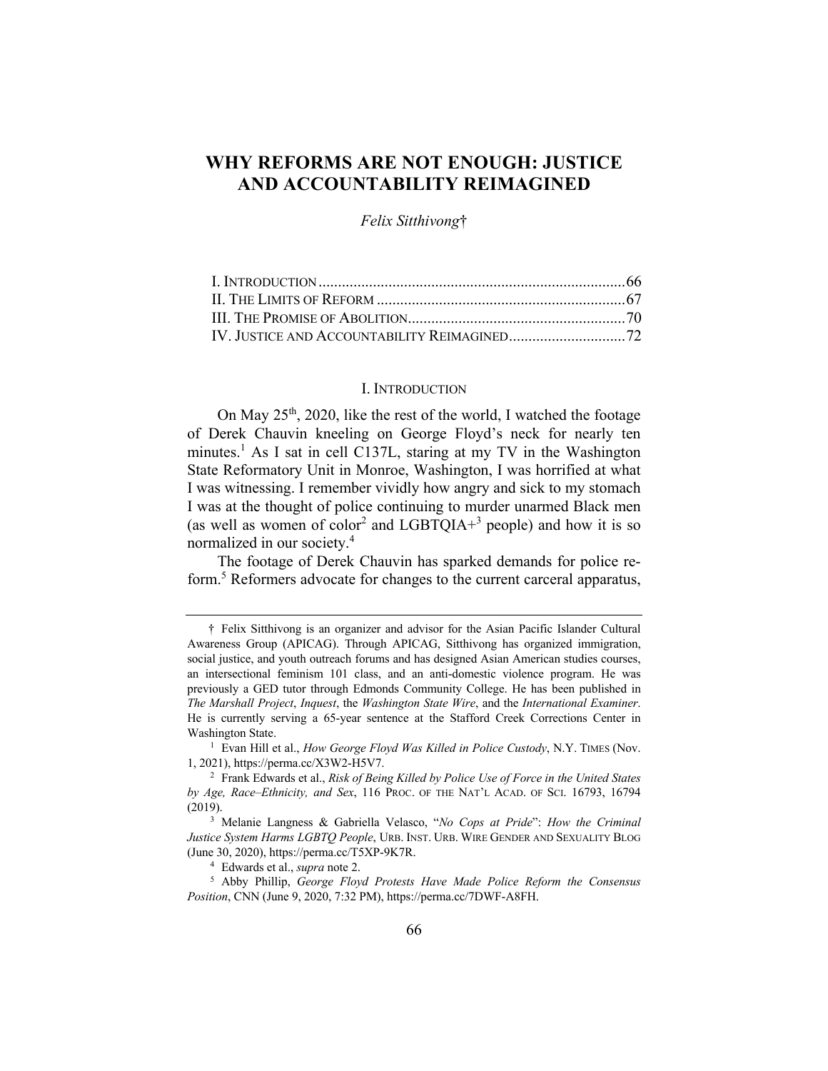# WHY REFORMS ARE NOT ENOUGH: JUSTICE AND ACCOUNTABILITY REIMAGINED

*Felix Sitthivong*†

I. INTRODUCTION .......... 66
II. THE LIMITS OF REFORM .......... 67
III. THE PROMISE OF ABOLITION .......... 70
IV. JUSTICE AND ACCOUNTABILITY REIMAGINED .......... 72

## I. INTRODUCTION

On May 25th, 2020, like the rest of the world, I watched the footage of Derek Chauvin kneeling on George Floyd's neck for nearly ten minutes.[1] As I sat in cell C137L, staring at my TV in the Washington State Reformatory Unit in Monroe, Washington, I was horrified at what I was witnessing. I remember vividly how angry and sick to my stomach I was at the thought of police continuing to murder unarmed Black men (as well as women of color[2] and LGBTQIA+[3] people) and how it is so normalized in our society.[4]

The footage of Derek Chauvin has sparked demands for police reform.[5] Reformers advocate for changes to the current carceral apparatus,

---

† Felix Sitthivong is an organizer and advisor for the Asian Pacific Islander Cultural Awareness Group (APICAG). Through APICAG, Sitthivong has organized immigration, social justice, and youth outreach forums and has designed Asian American studies courses, an intersectional feminism 101 class, and an anti-domestic violence program. He was previously a GED tutor through Edmonds Community College. He has been published in *The Marshall Project*, *Inquest*, the *Washington State Wire*, and the *International Examiner*. He is currently serving a 65-year sentence at the Stafford Creek Corrections Center in Washington State.

[1] Evan Hill et al., *How George Floyd Was Killed in Police Custody*, N.Y. TIMES (Nov. 1, 2021), https://perma.cc/X3W2-H5V7.

[2] Frank Edwards et al., *Risk of Being Killed by Police Use of Force in the United States by Age, Race–Ethnicity, and Sex*, 116 PROC. OF THE NAT'L ACAD. OF SCI. 16793, 16794 (2019).

[3] Melanie Langness & Gabriella Velasco, "*No Cops at Pride*": *How the Criminal Justice System Harms LGBTQ People*, URB. INST. URB. WIRE GENDER AND SEXUALITY BLOG (June 30, 2020), https://perma.cc/T5XP-9K7R.

[4] Edwards et al., *supra* note 2.

[5] Abby Phillip, *George Floyd Protests Have Made Police Reform the Consensus Position*, CNN (June 9, 2020, 7:32 PM), https://perma.cc/7DWF-A8FH.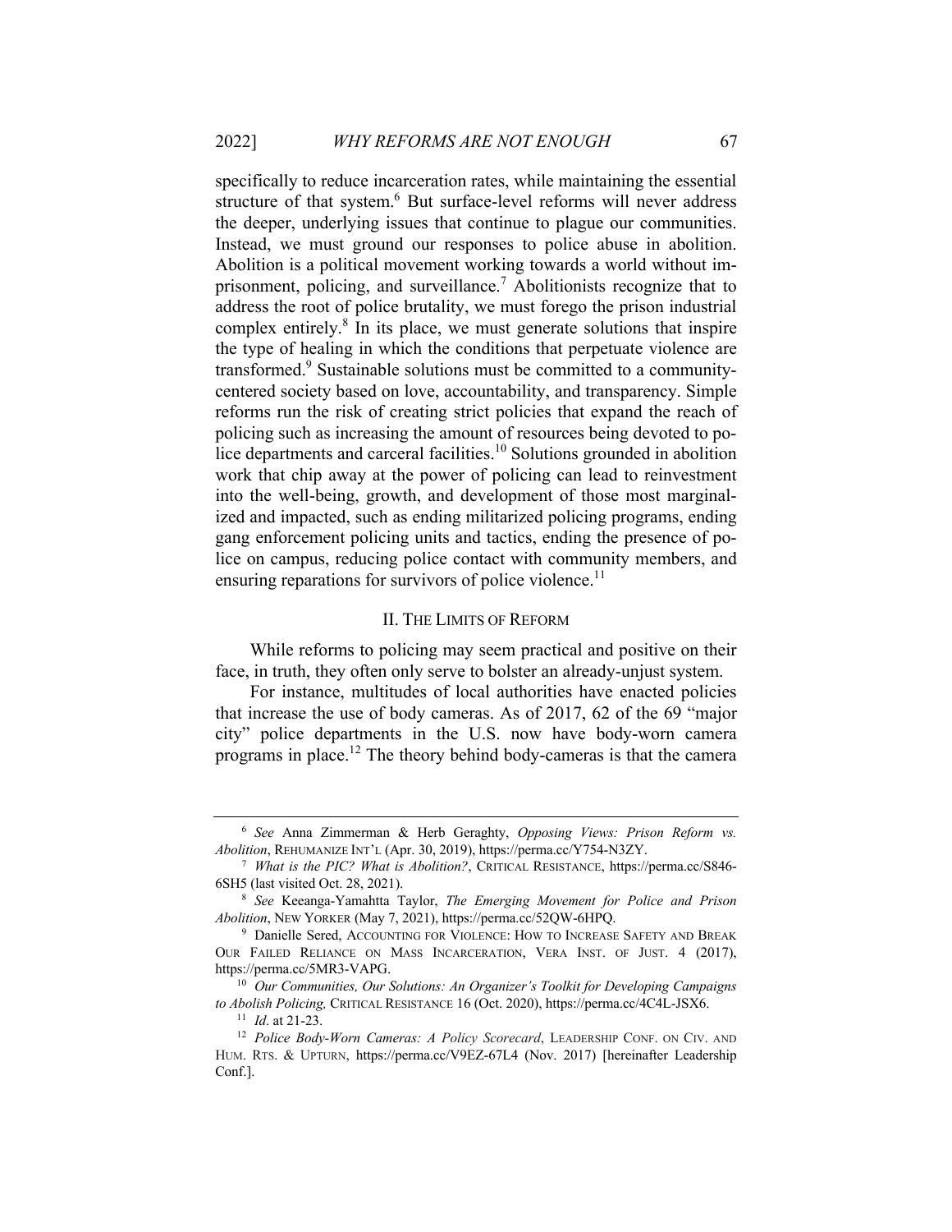specifically to reduce incarceration rates, while maintaining the essential structure of that system.[6] But surface-level reforms will never address the deeper, underlying issues that continue to plague our communities. Instead, we must ground our responses to police abuse in abolition. Abolition is a political movement working towards a world without imprisonment, policing, and surveillance.[7] Abolitionists recognize that to address the root of police brutality, we must forego the prison industrial complex entirely.[8] In its place, we must generate solutions that inspire the type of healing in which the conditions that perpetuate violence are transformed.[9] Sustainable solutions must be committed to a community-centered society based on love, accountability, and transparency. Simple reforms run the risk of creating strict policies that expand the reach of policing such as increasing the amount of resources being devoted to police departments and carceral facilities.[10] Solutions grounded in abolition work that chip away at the power of policing can lead to reinvestment into the well-being, growth, and development of those most marginalized and impacted, such as ending militarized policing programs, ending gang enforcement policing units and tactics, ending the presence of police on campus, reducing police contact with community members, and ensuring reparations for survivors of police violence.[11]

## II. The Limits of Reform

While reforms to policing may seem practical and positive on their face, in truth, they often only serve to bolster an already-unjust system.

For instance, multitudes of local authorities have enacted policies that increase the use of body cameras. As of 2017, 62 of the 69 "major city" police departments in the U.S. now have body-worn camera programs in place.[12] The theory behind body-cameras is that the camera

---

[6] *See* Anna Zimmerman & Herb Geraghty, *Opposing Views: Prison Reform vs. Abolition*, Rehumanize Int'l (Apr. 30, 2019), https://perma.cc/Y754-N3ZY.

[7] *What is the PIC? What is Abolition?*, Critical Resistance, https://perma.cc/S846-6SH5 (last visited Oct. 28, 2021).

[8] *See* Keeanga-Yamahtta Taylor, *The Emerging Movement for Police and Prison Abolition*, New Yorker (May 7, 2021), https://perma.cc/52QW-6HPQ.

[9] Danielle Sered, Accounting for Violence: How to Increase Safety and Break Our Failed Reliance on Mass Incarceration, Vera Inst. of Just. 4 (2017), https://perma.cc/5MR3-VAPG.

[10] *Our Communities, Our Solutions: An Organizer's Toolkit for Developing Campaigns to Abolish Policing,* Critical Resistance 16 (Oct. 2020), https://perma.cc/4C4L-JSX6.

[11] *Id*. at 21-23.

[12] *Police Body-Worn Cameras: A Policy Scorecard*, Leadership Conf. on Civ. and Hum. Rts. & Upturn, https://perma.cc/V9EZ-67L4 (Nov. 2017) [hereinafter Leadership Conf.].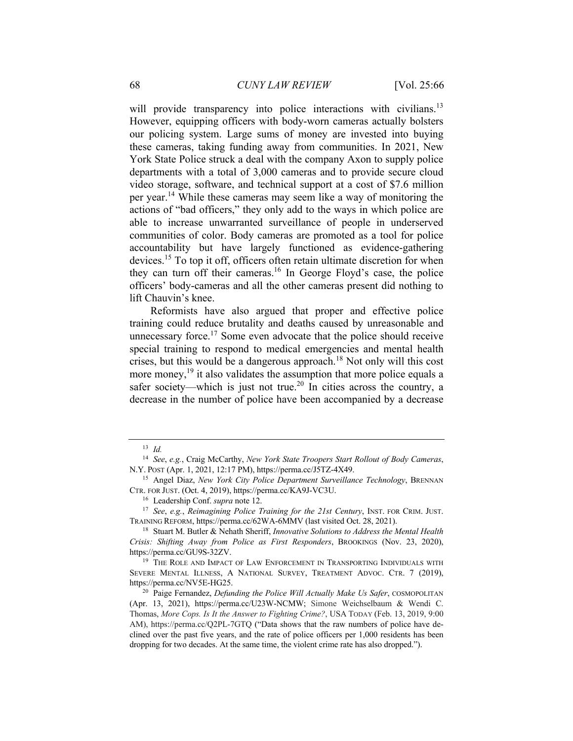will provide transparency into police interactions with civilians.[13] However, equipping officers with body-worn cameras actually bolsters our policing system. Large sums of money are invested into buying these cameras, taking funding away from communities. In 2021, New York State Police struck a deal with the company Axon to supply police departments with a total of 3,000 cameras and to provide secure cloud video storage, software, and technical support at a cost of $7.6 million per year.[14] While these cameras may seem like a way of monitoring the actions of "bad officers," they only add to the ways in which police are able to increase unwarranted surveillance of people in underserved communities of color. Body cameras are promoted as a tool for police accountability but have largely functioned as evidence-gathering devices.[15] To top it off, officers often retain ultimate discretion for when they can turn off their cameras.[16] In George Floyd's case, the police officers' body-cameras and all the other cameras present did nothing to lift Chauvin's knee.

Reformists have also argued that proper and effective police training could reduce brutality and deaths caused by unreasonable and unnecessary force.[17] Some even advocate that the police should receive special training to respond to medical emergencies and mental health crises, but this would be a dangerous approach.[18] Not only will this cost more money,[19] it also validates the assumption that more police equals a safer society—which is just not true.[20] In cities across the country, a decrease in the number of police have been accompanied by a decrease

---

[13] *Id.*

[14] *See*, *e.g.*, Craig McCarthy, *New York State Troopers Start Rollout of Body Cameras*, N.Y. POST (Apr. 1, 2021, 12:17 PM), https://perma.cc/J5TZ-4X49.

[15] Angel Diaz, *New York City Police Department Surveillance Technology*, BRENNAN CTR. FOR JUST. (Oct. 4, 2019), https://perma.cc/KA9J-VC3U.

[16] Leadership Conf. *supra* note 12.

[17] *See*, *e.g.*, *Reimagining Police Training for the 21st Century*, INST. FOR CRIM. JUST. TRAINING REFORM, https://perma.cc/62WA-6MMV (last visited Oct. 28, 2021).

[18] Stuart M. Butler & Nehath Sheriff, *Innovative Solutions to Address the Mental Health Crisis: Shifting Away from Police as First Responders*, BROOKINGS (Nov. 23, 2020), https://perma.cc/GU9S-32ZV.

[19] THE ROLE AND IMPACT OF LAW ENFORCEMENT IN TRANSPORTING INDIVIDUALS WITH SEVERE MENTAL ILLNESS, A NATIONAL SURVEY, TREATMENT ADVOC. CTR. 7 (2019), https://perma.cc/NV5E-HG25.

[20] Paige Fernandez, *Defunding the Police Will Actually Make Us Safer*, COSMOPOLITAN (Apr. 13, 2021), https://perma.cc/U23W-NCMW; Simone Weichselbaum & Wendi C. Thomas, *More Cops. Is It the Answer to Fighting Crime?*, USA TODAY (Feb. 13, 2019, 9:00 AM), https://perma.cc/Q2PL-7GTQ ("Data shows that the raw numbers of police have declined over the past five years, and the rate of police officers per 1,000 residents has been dropping for two decades. At the same time, the violent crime rate has also dropped.").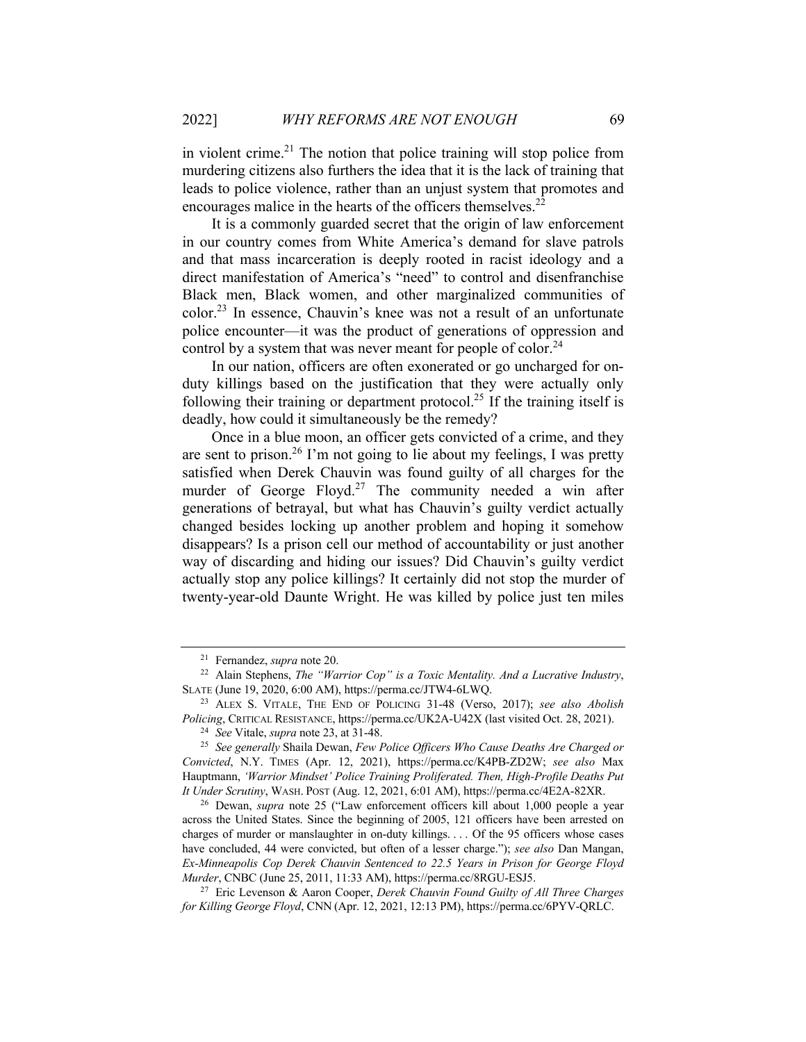in violent crime.[21] The notion that police training will stop police from murdering citizens also furthers the idea that it is the lack of training that leads to police violence, rather than an unjust system that promotes and encourages malice in the hearts of the officers themselves.[22]

It is a commonly guarded secret that the origin of law enforcement in our country comes from White America's demand for slave patrols and that mass incarceration is deeply rooted in racist ideology and a direct manifestation of America's "need" to control and disenfranchise Black men, Black women, and other marginalized communities of color.[23] In essence, Chauvin's knee was not a result of an unfortunate police encounter—it was the product of generations of oppression and control by a system that was never meant for people of color.[24]

In our nation, officers are often exonerated or go uncharged for on-duty killings based on the justification that they were actually only following their training or department protocol.[25] If the training itself is deadly, how could it simultaneously be the remedy?

Once in a blue moon, an officer gets convicted of a crime, and they are sent to prison.[26] I'm not going to lie about my feelings, I was pretty satisfied when Derek Chauvin was found guilty of all charges for the murder of George Floyd.[27] The community needed a win after generations of betrayal, but what has Chauvin's guilty verdict actually changed besides locking up another problem and hoping it somehow disappears? Is a prison cell our method of accountability or just another way of discarding and hiding our issues? Did Chauvin's guilty verdict actually stop any police killings? It certainly did not stop the murder of twenty-year-old Daunte Wright. He was killed by police just ten miles

---

[21] Fernandez, *supra* note 20.

[22] Alain Stephens, *The "Warrior Cop" is a Toxic Mentality. And a Lucrative Industry*, SLATE (June 19, 2020, 6:00 AM), https://perma.cc/JTW4-6LWQ.

[23] ALEX S. VITALE, THE END OF POLICING 31-48 (Verso, 2017); *see also Abolish Policing*, CRITICAL RESISTANCE, https://perma.cc/UK2A-U42X (last visited Oct. 28, 2021).

[24] *See* Vitale, *supra* note 23, at 31-48.

[25] *See generally* Shaila Dewan, *Few Police Officers Who Cause Deaths Are Charged or Convicted*, N.Y. TIMES (Apr. 12, 2021), https://perma.cc/K4PB-ZD2W; *see also* Max Hauptmann, *'Warrior Mindset' Police Training Proliferated. Then, High-Profile Deaths Put It Under Scrutiny*, WASH. POST (Aug. 12, 2021, 6:01 AM), https://perma.cc/4E2A-82XR.

[26] Dewan, *supra* note 25 ("Law enforcement officers kill about 1,000 people a year across the United States. Since the beginning of 2005, 121 officers have been arrested on charges of murder or manslaughter in on-duty killings. . . . Of the 95 officers whose cases have concluded, 44 were convicted, but often of a lesser charge."); *see also* Dan Mangan, *Ex-Minneapolis Cop Derek Chauvin Sentenced to 22.5 Years in Prison for George Floyd Murder*, CNBC (June 25, 2011, 11:33 AM), https://perma.cc/8RGU-ESJ5.

[27] Eric Levenson & Aaron Cooper, *Derek Chauvin Found Guilty of All Three Charges for Killing George Floyd*, CNN (Apr. 12, 2021, 12:13 PM), https://perma.cc/6PYV-QRLC.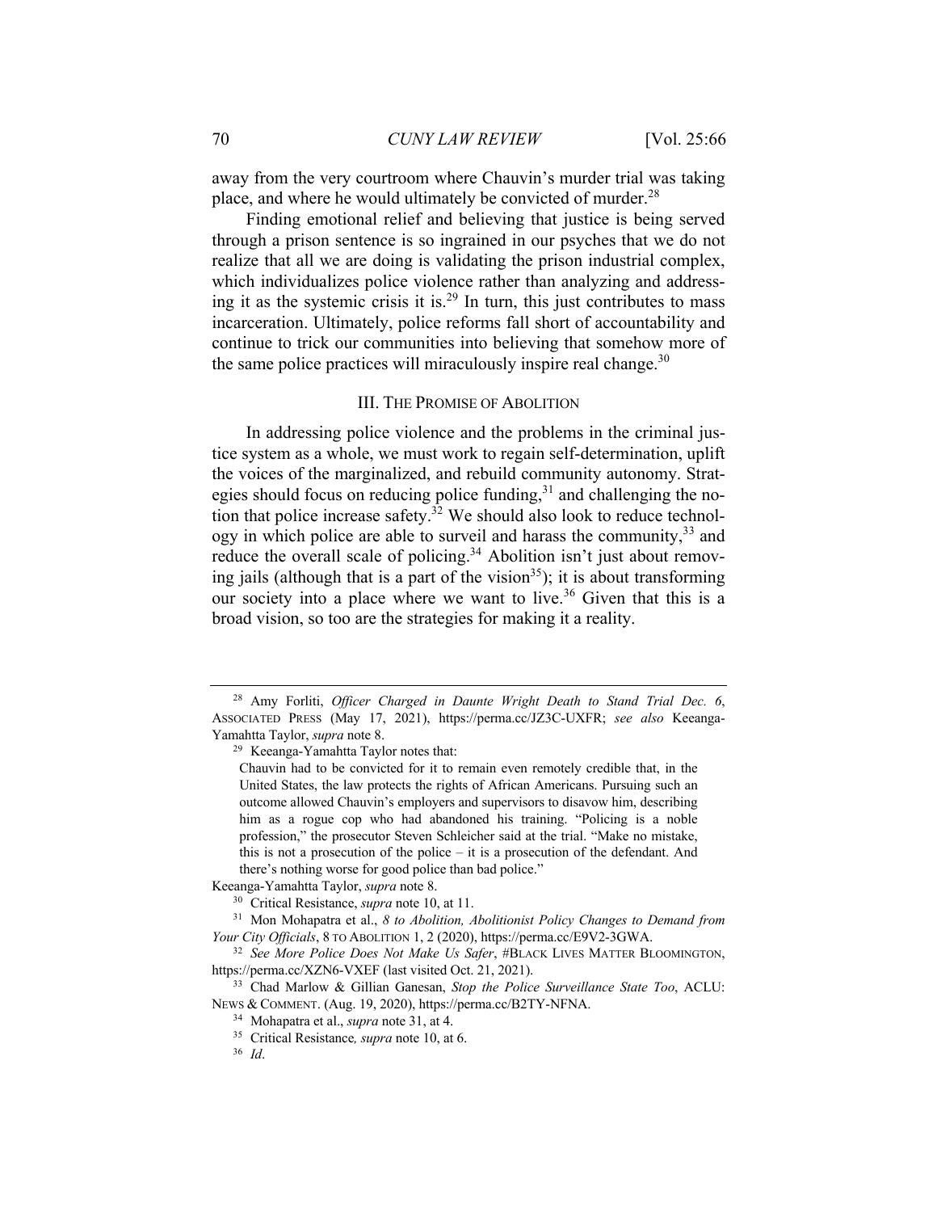away from the very courtroom where Chauvin's murder trial was taking place, and where he would ultimately be convicted of murder.[28]

Finding emotional relief and believing that justice is being served through a prison sentence is so ingrained in our psyches that we do not realize that all we are doing is validating the prison industrial complex, which individualizes police violence rather than analyzing and addressing it as the systemic crisis it is.[29] In turn, this just contributes to mass incarceration. Ultimately, police reforms fall short of accountability and continue to trick our communities into believing that somehow more of the same police practices will miraculously inspire real change.[30]

## III. The Promise of Abolition

In addressing police violence and the problems in the criminal justice system as a whole, we must work to regain self-determination, uplift the voices of the marginalized, and rebuild community autonomy. Strategies should focus on reducing police funding,[31] and challenging the notion that police increase safety.[32] We should also look to reduce technology in which police are able to surveil and harass the community,[33] and reduce the overall scale of policing.[34] Abolition isn't just about removing jails (although that is a part of the vision[35]); it is about transforming our society into a place where we want to live.[36] Given that this is a broad vision, so too are the strategies for making it a reality.

---

[28] Amy Forliti, *Officer Charged in Daunte Wright Death to Stand Trial Dec. 6*, Associated Press (May 17, 2021), https://perma.cc/JZ3C-UXFR; *see also* Keeanga-Yamahtta Taylor, *supra* note 8.

[29] Keeanga-Yamahtta Taylor notes that:

> Chauvin had to be convicted for it to remain even remotely credible that, in the United States, the law protects the rights of African Americans. Pursuing such an outcome allowed Chauvin's employers and supervisors to disavow him, describing him as a rogue cop who had abandoned his training. "Policing is a noble profession," the prosecutor Steven Schleicher said at the trial. "Make no mistake, this is not a prosecution of the police – it is a prosecution of the defendant. And there's nothing worse for good police than bad police."

Keeanga-Yamahtta Taylor, *supra* note 8.

[30] Critical Resistance, *supra* note 10, at 11.

[31] Mon Mohapatra et al., *8 to Abolition, Abolitionist Policy Changes to Demand from Your City Officials*, 8 to Abolition 1, 2 (2020), https://perma.cc/E9V2-3GWA.

[32] *See More Police Does Not Make Us Safer*, #Black Lives Matter Bloomington, https://perma.cc/XZN6-VXEF (last visited Oct. 21, 2021).

[33] Chad Marlow & Gillian Ganesan, *Stop the Police Surveillance State Too*, ACLU: News & Comment. (Aug. 19, 2020), https://perma.cc/B2TY-NFNA.

[34] Mohapatra et al., *supra* note 31, at 4.

[35] Critical Resistance*, supra* note 10, at 6.

[36] *Id*.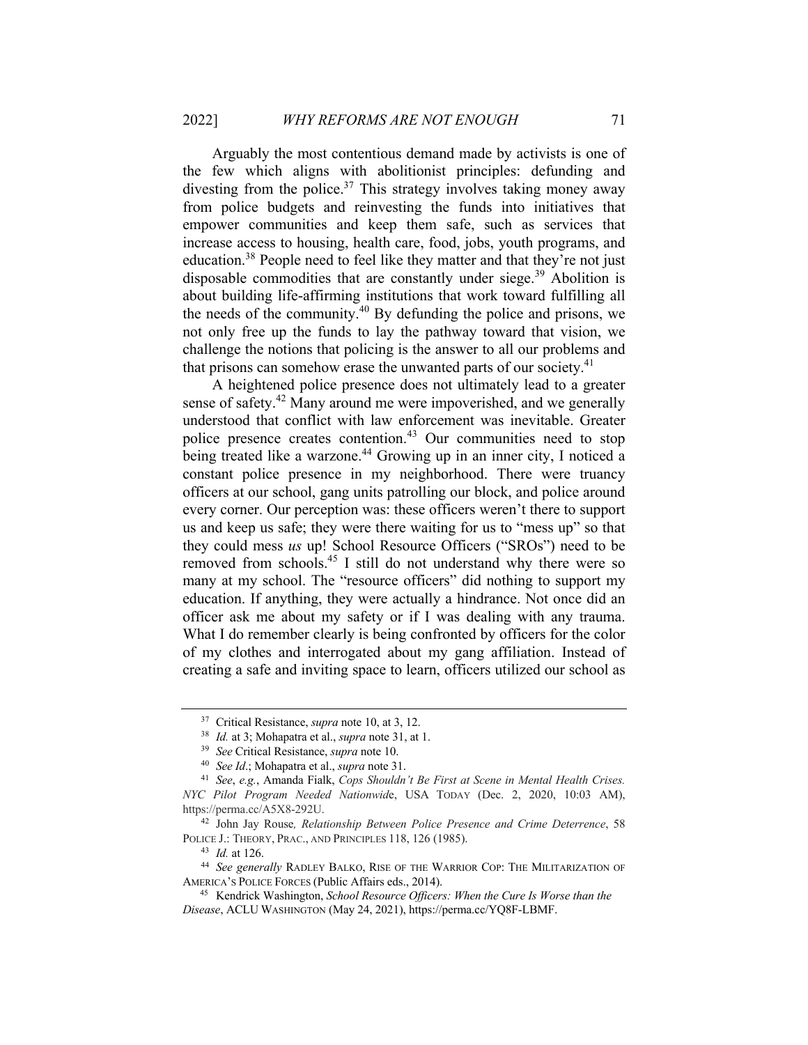Arguably the most contentious demand made by activists is one of the few which aligns with abolitionist principles: defunding and divesting from the police.[37] This strategy involves taking money away from police budgets and reinvesting the funds into initiatives that empower communities and keep them safe, such as services that increase access to housing, health care, food, jobs, youth programs, and education.[38] People need to feel like they matter and that they're not just disposable commodities that are constantly under siege.[39] Abolition is about building life-affirming institutions that work toward fulfilling all the needs of the community.[40] By defunding the police and prisons, we not only free up the funds to lay the pathway toward that vision, we challenge the notions that policing is the answer to all our problems and that prisons can somehow erase the unwanted parts of our society.[41]

A heightened police presence does not ultimately lead to a greater sense of safety.[42] Many around me were impoverished, and we generally understood that conflict with law enforcement was inevitable. Greater police presence creates contention.[43] Our communities need to stop being treated like a warzone.[44] Growing up in an inner city, I noticed a constant police presence in my neighborhood. There were truancy officers at our school, gang units patrolling our block, and police around every corner. Our perception was: these officers weren't there to support us and keep us safe; they were there waiting for us to "mess up" so that they could mess *us* up! School Resource Officers ("SROs") need to be removed from schools.[45] I still do not understand why there were so many at my school. The "resource officers" did nothing to support my education. If anything, they were actually a hindrance. Not once did an officer ask me about my safety or if I was dealing with any trauma. What I do remember clearly is being confronted by officers for the color of my clothes and interrogated about my gang affiliation. Instead of creating a safe and inviting space to learn, officers utilized our school as

---

[37] Critical Resistance, *supra* note 10, at 3, 12.

[38] *Id.* at 3; Mohapatra et al., *supra* note 31, at 1.

[39] *See* Critical Resistance, *supra* note 10.

[40] *See Id*.; Mohapatra et al., *supra* note 31.

[41] *See*, *e.g.*, Amanda Fialk, *Cops Shouldn't Be First at Scene in Mental Health Crises. NYC Pilot Program Needed Nationwide*, USA TODAY (Dec. 2, 2020, 10:03 AM), https://perma.cc/A5X8-292U.

[42] John Jay Rouse*, Relationship Between Police Presence and Crime Deterrence*, 58 POLICE J.: THEORY, PRAC., AND PRINCIPLES 118, 126 (1985).

[43] *Id.* at 126.

[44] *See generally* RADLEY BALKO, RISE OF THE WARRIOR COP: THE MILITARIZATION OF AMERICA'S POLICE FORCES (Public Affairs eds., 2014).

[45] Kendrick Washington, *School Resource Officers: When the Cure Is Worse than the Disease*, ACLU WASHINGTON (May 24, 2021), https://perma.cc/YQ8F-LBMF.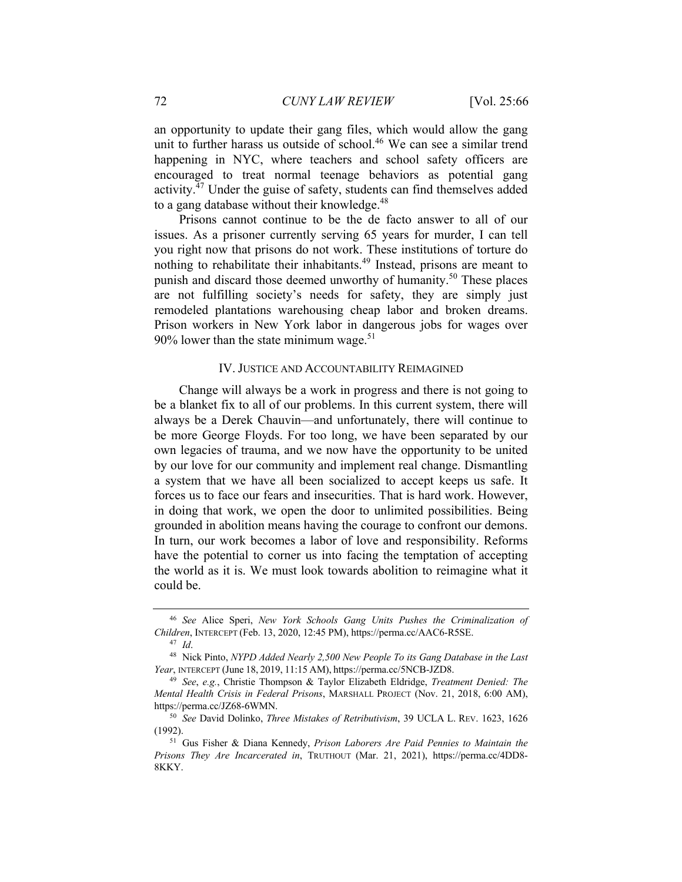an opportunity to update their gang files, which would allow the gang unit to further harass us outside of school.[46] We can see a similar trend happening in NYC, where teachers and school safety officers are encouraged to treat normal teenage behaviors as potential gang activity.[47] Under the guise of safety, students can find themselves added to a gang database without their knowledge.[48]

Prisons cannot continue to be the de facto answer to all of our issues. As a prisoner currently serving 65 years for murder, I can tell you right now that prisons do not work. These institutions of torture do nothing to rehabilitate their inhabitants.[49] Instead, prisons are meant to punish and discard those deemed unworthy of humanity.[50] These places are not fulfilling society's needs for safety, they are simply just remodeled plantations warehousing cheap labor and broken dreams. Prison workers in New York labor in dangerous jobs for wages over 90% lower than the state minimum wage.[51]

## IV. Justice and Accountability Reimagined

Change will always be a work in progress and there is not going to be a blanket fix to all of our problems. In this current system, there will always be a Derek Chauvin—and unfortunately, there will continue to be more George Floyds. For too long, we have been separated by our own legacies of trauma, and we now have the opportunity to be united by our love for our community and implement real change. Dismantling a system that we have all been socialized to accept keeps us safe. It forces us to face our fears and insecurities. That is hard work. However, in doing that work, we open the door to unlimited possibilities. Being grounded in abolition means having the courage to confront our demons. In turn, our work becomes a labor of love and responsibility. Reforms have the potential to corner us into facing the temptation of accepting the world as it is. We must look towards abolition to reimagine what it could be.

---

[46] *See* Alice Speri, *New York Schools Gang Units Pushes the Criminalization of Children*, INTERCEPT (Feb. 13, 2020, 12:45 PM), https://perma.cc/AAC6-R5SE.

[47] *Id*.

[48] Nick Pinto, *NYPD Added Nearly 2,500 New People To its Gang Database in the Last Year*, INTERCEPT (June 18, 2019, 11:15 AM), https://perma.cc/5NCB-JZD8.

[49] *See*, *e.g.*, Christie Thompson & Taylor Elizabeth Eldridge, *Treatment Denied: The Mental Health Crisis in Federal Prisons*, MARSHALL PROJECT (Nov. 21, 2018, 6:00 AM), https://perma.cc/JZ68-6WMN.

[50] *See* David Dolinko, *Three Mistakes of Retributivism*, 39 UCLA L. REV. 1623, 1626 (1992).

[51] Gus Fisher & Diana Kennedy, *Prison Laborers Are Paid Pennies to Maintain the Prisons They Are Incarcerated in*, TRUTHOUT (Mar. 21, 2021), https://perma.cc/4DD8-8KKY.